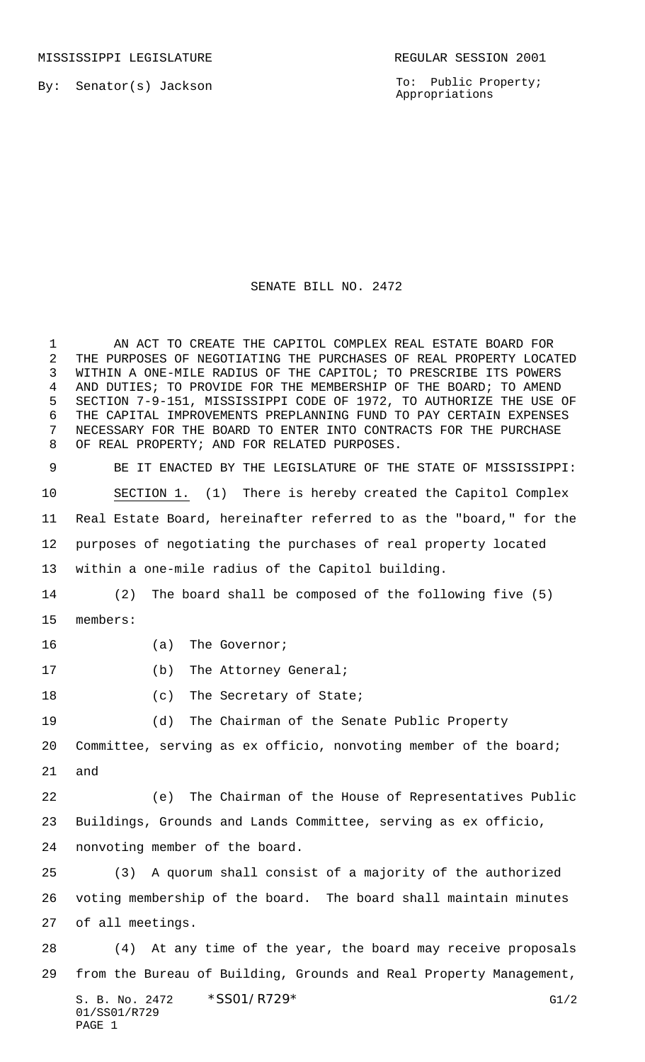MISSISSIPPI LEGISLATURE REGULAR SESSION 2001

By: Senator(s) Jackson

To: Public Property; Appropriations

# SENATE BILL NO. 2472

AN ACT TO CREATE THE CAPITOL COMPLEX REAL ESTATE BOARD FOR THE PURPOSES OF NEGOTIATING THE PURCHASES OF REAL PROPERTY LOCATED WITHIN A ONE-MILE RADIUS OF THE CAPITOL; TO PRESCRIBE ITS POWERS AND DUTIES; TO PROVIDE FOR THE MEMBERSHIP OF THE BOARD; TO AMEND SECTION 7-9-151, MISSISSIPPI CODE OF 1972, TO AUTHORIZE THE USE OF THE CAPITAL IMPROVEMENTS PREPLANNING FUND TO PAY CERTAIN EXPENSES NECESSARY FOR THE BOARD TO ENTER INTO CONTRACTS FOR THE PURCHASE OF REAL PROPERTY; AND FOR RELATED PURPOSES.

BE IT ENACTED BY THE LEGISLATURE OF THE STATE OF MISSISSIPPI:

SECTION 1. (1) There is hereby created the Capitol Complex Real Estate Board, hereinafter referred to as the "board," for the purposes of negotiating the purchases of real property located within a one-mile radius of the Capitol building.

(2) The board shall be composed of the following five (5) members:

(a) The Governor;

(b) The Attorney General;

(c) The Secretary of State;

(d) The Chairman of the Senate Public Property Committee, serving as ex officio, nonvoting member of the board; and

(e) The Chairman of the House of Representatives Public Buildings, Grounds and Lands Committee, serving as ex officio, nonvoting member of the board.

(3) A quorum shall consist of a majority of the authorized voting membership of the board. The board shall maintain minutes of all meetings.

(4) At any time of the year, the board may receive proposals from the Bureau of Building, Grounds and Real Property Management,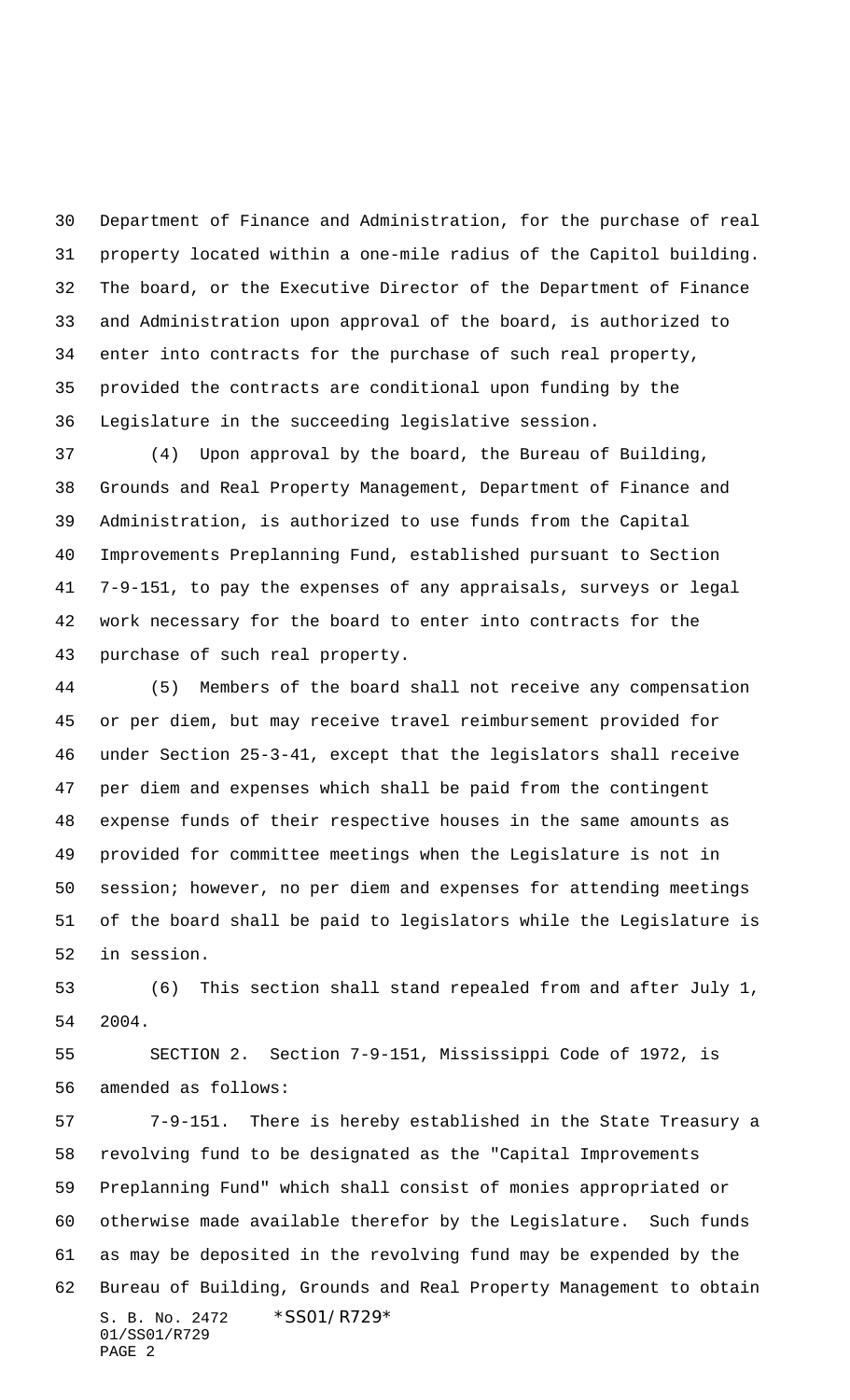Department of Finance and Administration, for the purchase of real property located within a one-mile radius of the Capitol building. The board, or the Executive Director of the Department of Finance and Administration upon approval of the board, is authorized to enter into contracts for the purchase of such real property, provided the contracts are conditional upon funding by the Legislature in the succeeding legislative session.

(4) Upon approval by the board, the Bureau of Building, Grounds and Real Property Management, Department of Finance and Administration, is authorized to use funds from the Capital Improvements Preplanning Fund, established pursuant to Section 7-9-151, to pay the expenses of any appraisals, surveys or legal work necessary for the board to enter into contracts for the purchase of such real property.

(5) Members of the board shall not receive any compensation or per diem, but may receive travel reimbursement provided for under Section 25-3-41, except that the legislators shall receive per diem and expenses which shall be paid from the contingent expense funds of their respective houses in the same amounts as provided for committee meetings when the Legislature is not in session; however, no per diem and expenses for attending meetings of the board shall be paid to legislators while the Legislature is in session.

(6) This section shall stand repealed from and after July 1, 2004.

SECTION 2. Section 7-9-151, Mississippi Code of 1972, is amended as follows:

7-9-151. There is hereby established in the State Treasury a revolving fund to be designated as the "Capital Improvements Preplanning Fund" which shall consist of monies appropriated or otherwise made available therefor by the Legislature. Such funds as may be deposited in the revolving fund may be expended by the Bureau of Building, Grounds and Real Property Management to obtain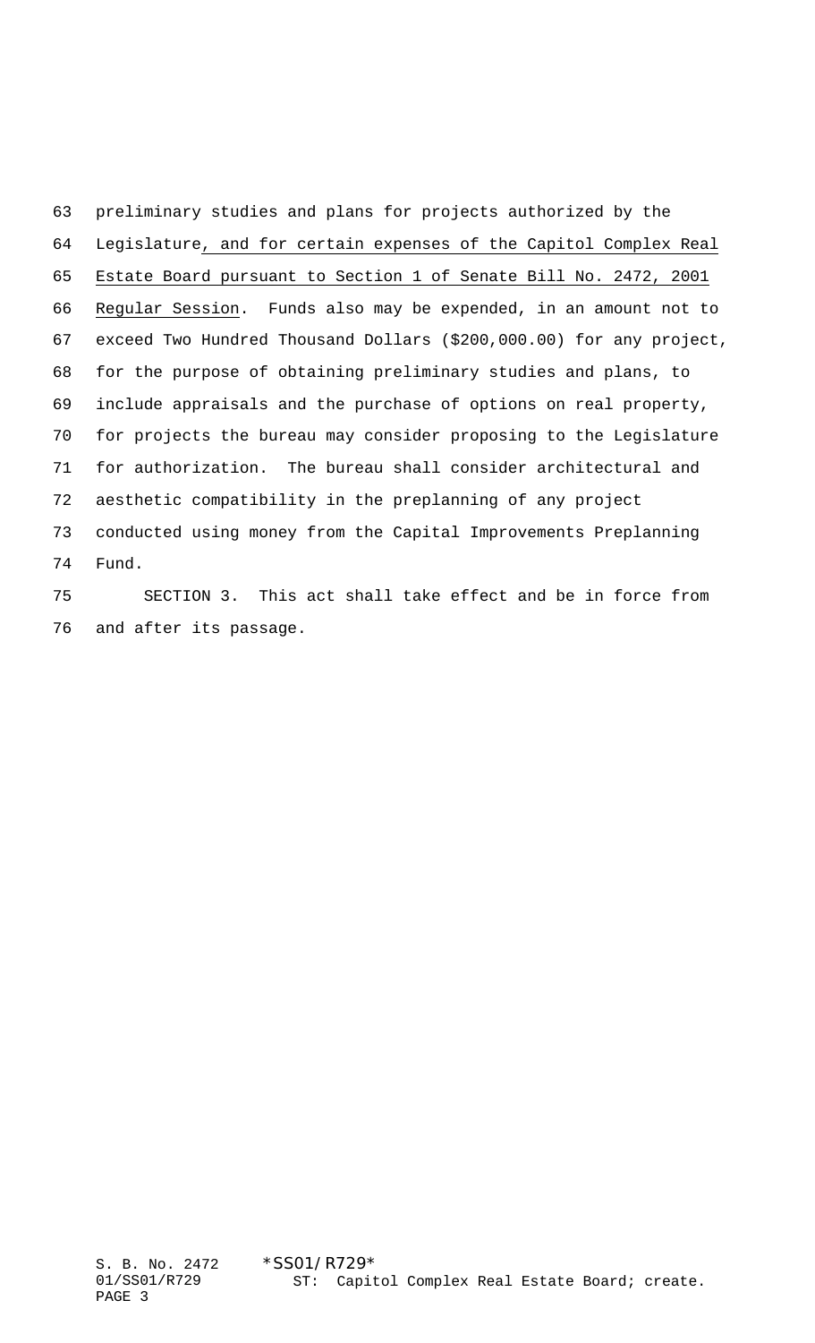preliminary studies and plans for projects authorized by the Legislature, and for certain expenses of the Capitol Complex Real Estate Board pursuant to Section 1 of Senate Bill No. 2472, 2001 Regular Session. Funds also may be expended, in an amount not to exceed Two Hundred Thousand Dollars ($200,000.00) for any project, for the purpose of obtaining preliminary studies and plans, to include appraisals and the purchase of options on real property, for projects the bureau may consider proposing to the Legislature for authorization. The bureau shall consider architectural and aesthetic compatibility in the preplanning of any project conducted using money from the Capital Improvements Preplanning Fund.

SECTION 3. This act shall take effect and be in force from and after its passage.

S. B. No. 2472 *SS01/R729*
01/SS01/R729 ST: Capitol Complex Real Estate Board; create.